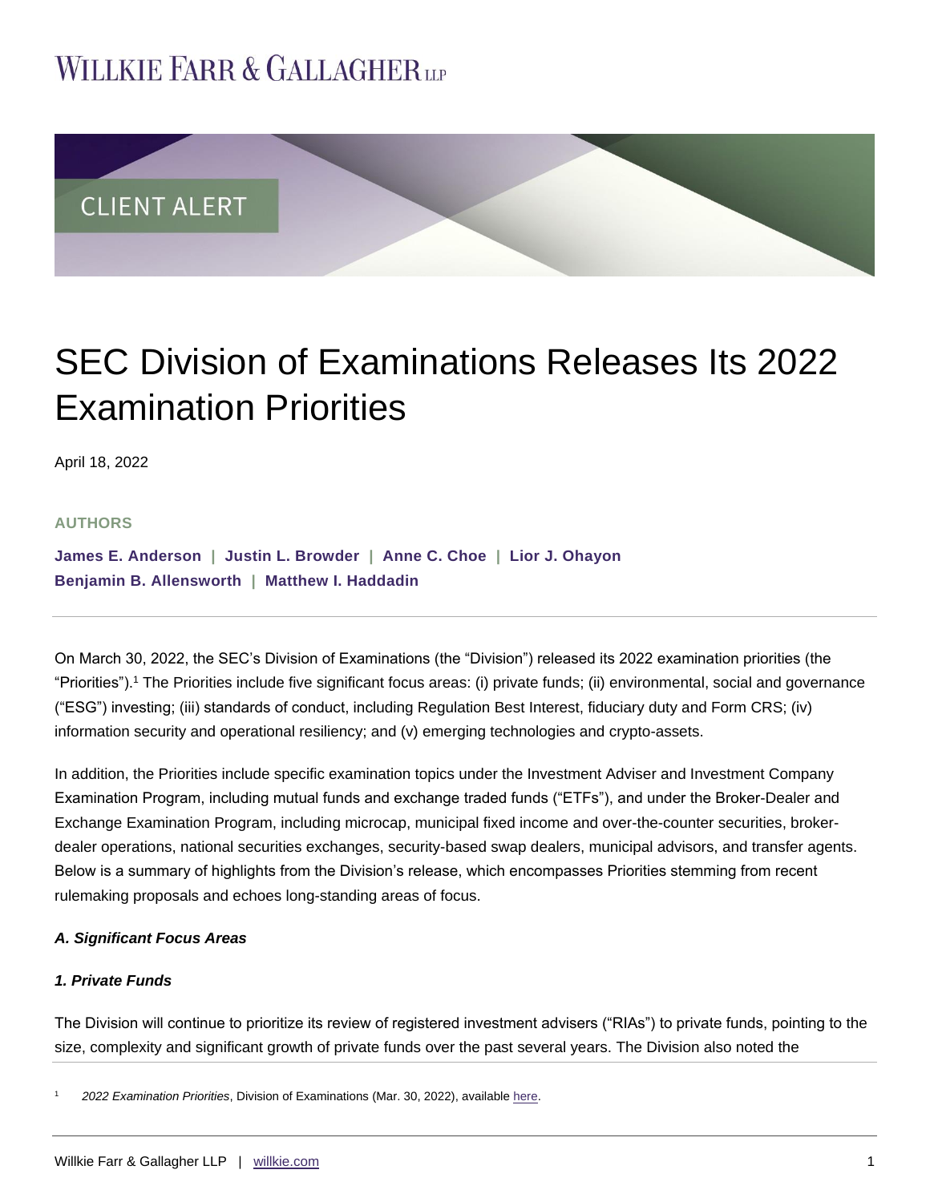# SEC Division of Examinations Releases Its 2022 Examination Priorities

April 18, 2022

**AUTHORS**

**James E. Anderson | Justin L. Browder | Anne C. Choe | Lior J. Ohayon**
**Benjamin B. Allensworth | Matthew I. Haddadin**

On March 30, 2022, the SEC's Division of Examinations (the "Division") released its 2022 examination priorities (the "Priorities").[1] The Priorities include five significant focus areas: (i) private funds; (ii) environmental, social and governance ("ESG") investing; (iii) standards of conduct, including Regulation Best Interest, fiduciary duty and Form CRS; (iv) information security and operational resiliency; and (v) emerging technologies and crypto-assets.

In addition, the Priorities include specific examination topics under the Investment Adviser and Investment Company Examination Program, including mutual funds and exchange traded funds ("ETFs"), and under the Broker-Dealer and Exchange Examination Program, including microcap, municipal fixed income and over-the-counter securities, broker-dealer operations, national securities exchanges, security-based swap dealers, municipal advisors, and transfer agents. Below is a summary of highlights from the Division's release, which encompasses Priorities stemming from recent rulemaking proposals and echoes long-standing areas of focus.

***A. Significant Focus Areas***

***1. Private Funds***

The Division will continue to prioritize its review of registered investment advisers ("RIAs") to private funds, pointing to the size, complexity and significant growth of private funds over the past several years. The Division also noted the

[1] *2022 Examination Priorities*, Division of Examinations (Mar. 30, 2022), available here.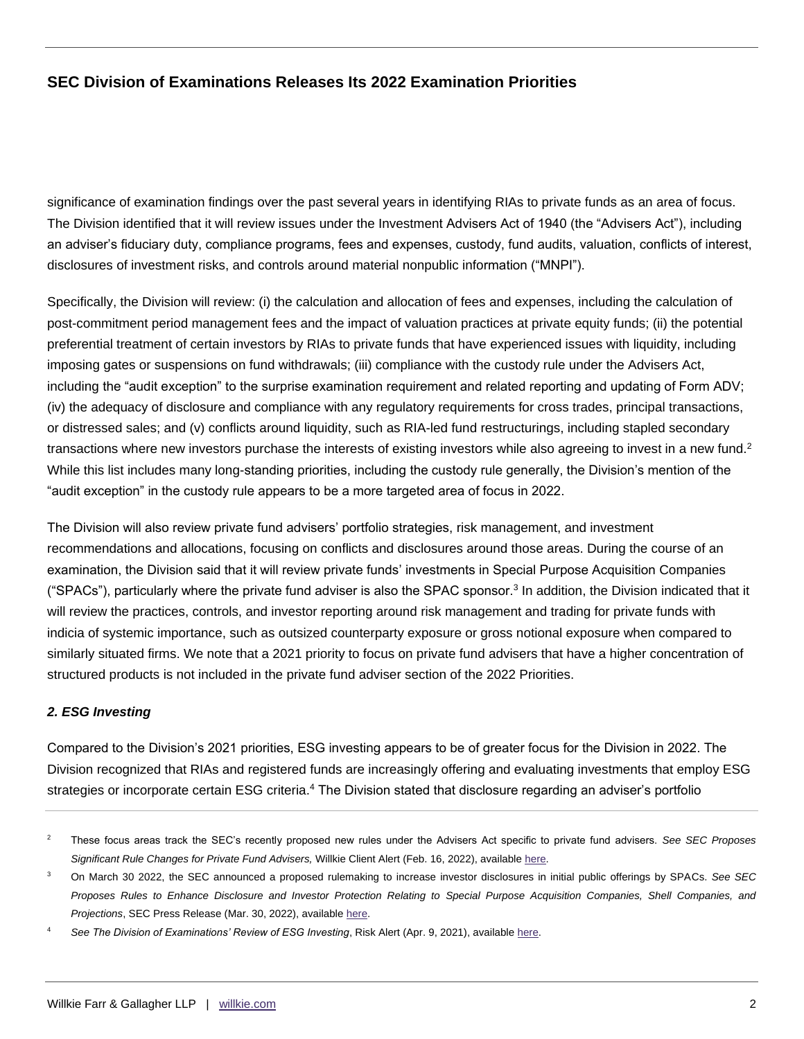significance of examination findings over the past several years in identifying RIAs to private funds as an area of focus. The Division identified that it will review issues under the Investment Advisers Act of 1940 (the "Advisers Act"), including an adviser's fiduciary duty, compliance programs, fees and expenses, custody, fund audits, valuation, conflicts of interest, disclosures of investment risks, and controls around material nonpublic information ("MNPI").

Specifically, the Division will review: (i) the calculation and allocation of fees and expenses, including the calculation of post-commitment period management fees and the impact of valuation practices at private equity funds; (ii) the potential preferential treatment of certain investors by RIAs to private funds that have experienced issues with liquidity, including imposing gates or suspensions on fund withdrawals; (iii) compliance with the custody rule under the Advisers Act, including the "audit exception" to the surprise examination requirement and related reporting and updating of Form ADV; (iv) the adequacy of disclosure and compliance with any regulatory requirements for cross trades, principal transactions, or distressed sales; and (v) conflicts around liquidity, such as RIA-led fund restructurings, including stapled secondary transactions where new investors purchase the interests of existing investors while also agreeing to invest in a new fund.[2] While this list includes many long-standing priorities, including the custody rule generally, the Division's mention of the "audit exception" in the custody rule appears to be a more targeted area of focus in 2022.

The Division will also review private fund advisers' portfolio strategies, risk management, and investment recommendations and allocations, focusing on conflicts and disclosures around those areas. During the course of an examination, the Division said that it will review private funds' investments in Special Purpose Acquisition Companies ("SPACs"), particularly where the private fund adviser is also the SPAC sponsor.[3] In addition, the Division indicated that it will review the practices, controls, and investor reporting around risk management and trading for private funds with indicia of systemic importance, such as outsized counterparty exposure or gross notional exposure when compared to similarly situated firms. We note that a 2021 priority to focus on private fund advisers that have a higher concentration of structured products is not included in the private fund adviser section of the 2022 Priorities.

***2. ESG Investing***

Compared to the Division's 2021 priorities, ESG investing appears to be of greater focus for the Division in 2022. The Division recognized that RIAs and registered funds are increasingly offering and evaluating investments that employ ESG strategies or incorporate certain ESG criteria.[4] The Division stated that disclosure regarding an adviser's portfolio

---

[2] These focus areas track the SEC's recently proposed new rules under the Advisers Act specific to private fund advisers. *See SEC Proposes Significant Rule Changes for Private Fund Advisers,* Willkie Client Alert (Feb. 16, 2022), available here.

[3] On March 30 2022, the SEC announced a proposed rulemaking to increase investor disclosures in initial public offerings by SPACs. *See SEC Proposes Rules to Enhance Disclosure and Investor Protection Relating to Special Purpose Acquisition Companies, Shell Companies, and Projections*, SEC Press Release (Mar. 30, 2022), available here.

[4] *See The Division of Examinations' Review of ESG Investing*, Risk Alert (Apr. 9, 2021), available here.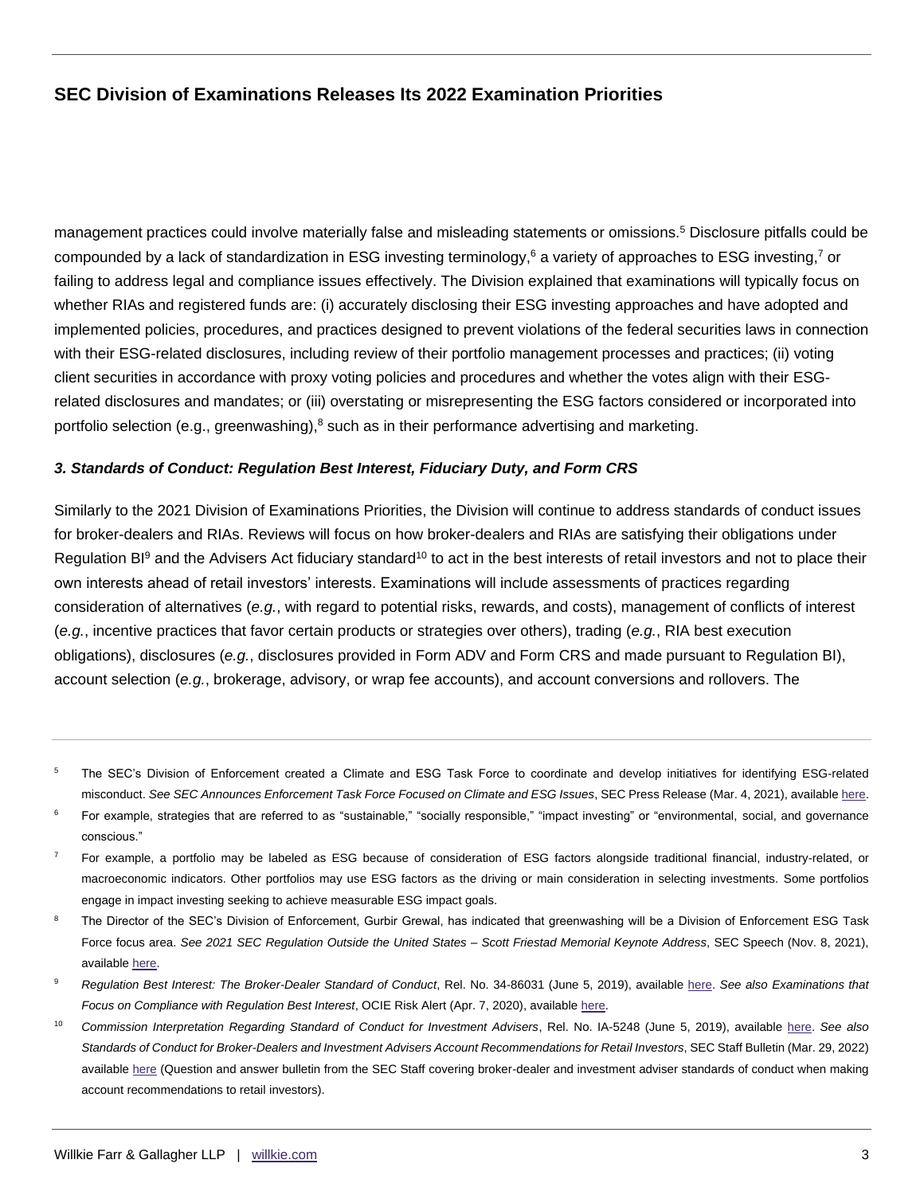management practices could involve materially false and misleading statements or omissions.[5] Disclosure pitfalls could be compounded by a lack of standardization in ESG investing terminology,[6] a variety of approaches to ESG investing,[7] or failing to address legal and compliance issues effectively. The Division explained that examinations will typically focus on whether RIAs and registered funds are: (i) accurately disclosing their ESG investing approaches and have adopted and implemented policies, procedures, and practices designed to prevent violations of the federal securities laws in connection with their ESG-related disclosures, including review of their portfolio management processes and practices; (ii) voting client securities in accordance with proxy voting policies and procedures and whether the votes align with their ESG-related disclosures and mandates; or (iii) overstating or misrepresenting the ESG factors considered or incorporated into portfolio selection (e.g., greenwashing),[8] such as in their performance advertising and marketing.

### *3. Standards of Conduct: Regulation Best Interest, Fiduciary Duty, and Form CRS*

Similarly to the 2021 Division of Examinations Priorities, the Division will continue to address standards of conduct issues for broker-dealers and RIAs. Reviews will focus on how broker-dealers and RIAs are satisfying their obligations under Regulation BI[9] and the Advisers Act fiduciary standard[10] to act in the best interests of retail investors and not to place their own interests ahead of retail investors' interests. Examinations will include assessments of practices regarding consideration of alternatives (*e.g.*, with regard to potential risks, rewards, and costs), management of conflicts of interest (*e.g.*, incentive practices that favor certain products or strategies over others), trading (*e.g.*, RIA best execution obligations), disclosures (*e.g.*, disclosures provided in Form ADV and Form CRS and made pursuant to Regulation BI), account selection (*e.g.*, brokerage, advisory, or wrap fee accounts), and account conversions and rollovers. The

---

[5] The SEC's Division of Enforcement created a Climate and ESG Task Force to coordinate and develop initiatives for identifying ESG-related misconduct. *See SEC Announces Enforcement Task Force Focused on Climate and ESG Issues*, SEC Press Release (Mar. 4, 2021), available here.

[6] For example, strategies that are referred to as "sustainable," "socially responsible," "impact investing" or "environmental, social, and governance conscious."

[7] For example, a portfolio may be labeled as ESG because of consideration of ESG factors alongside traditional financial, industry-related, or macroeconomic indicators. Other portfolios may use ESG factors as the driving or main consideration in selecting investments. Some portfolios engage in impact investing seeking to achieve measurable ESG impact goals.

[8] The Director of the SEC's Division of Enforcement, Gurbir Grewal, has indicated that greenwashing will be a Division of Enforcement ESG Task Force focus area. *See 2021 SEC Regulation Outside the United States – Scott Friestad Memorial Keynote Address*, SEC Speech (Nov. 8, 2021), available here.

[9] *Regulation Best Interest: The Broker-Dealer Standard of Conduct*, Rel. No. 34-86031 (June 5, 2019), available here. *See also Examinations that Focus on Compliance with Regulation Best Interest*, OCIE Risk Alert (Apr. 7, 2020), available here.

[10] *Commission Interpretation Regarding Standard of Conduct for Investment Advisers*, Rel. No. IA-5248 (June 5, 2019), available here. *See also Standards of Conduct for Broker-Dealers and Investment Advisers Account Recommendations for Retail Investors*, SEC Staff Bulletin (Mar. 29, 2022) available here (Question and answer bulletin from the SEC Staff covering broker-dealer and investment adviser standards of conduct when making account recommendations to retail investors).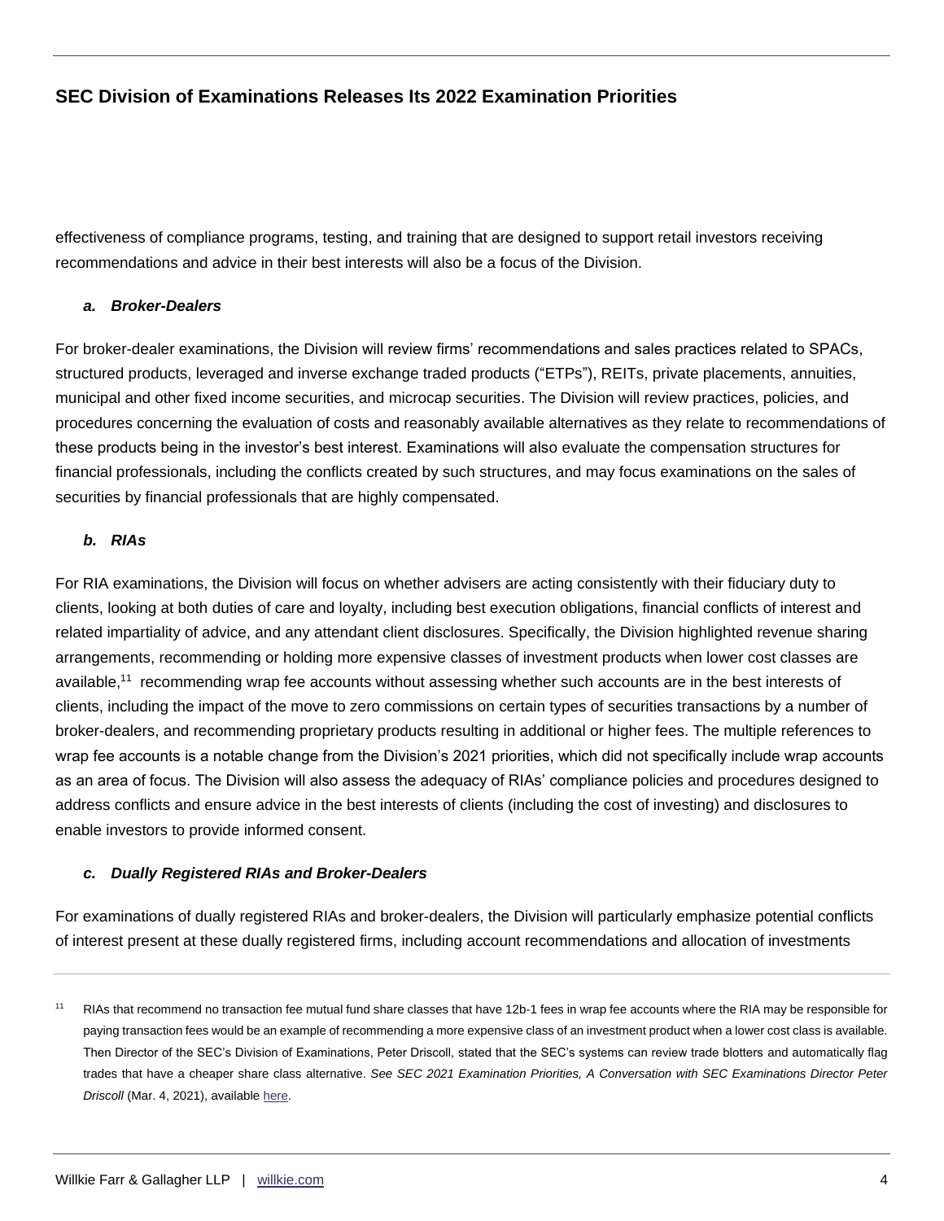effectiveness of compliance programs, testing, and training that are designed to support retail investors receiving recommendations and advice in their best interests will also be a focus of the Division.

### *a. Broker-Dealers*

For broker-dealer examinations, the Division will review firms' recommendations and sales practices related to SPACs, structured products, leveraged and inverse exchange traded products ("ETPs"), REITs, private placements, annuities, municipal and other fixed income securities, and microcap securities. The Division will review practices, policies, and procedures concerning the evaluation of costs and reasonably available alternatives as they relate to recommendations of these products being in the investor's best interest. Examinations will also evaluate the compensation structures for financial professionals, including the conflicts created by such structures, and may focus examinations on the sales of securities by financial professionals that are highly compensated.

### *b. RIAs*

For RIA examinations, the Division will focus on whether advisers are acting consistently with their fiduciary duty to clients, looking at both duties of care and loyalty, including best execution obligations, financial conflicts of interest and related impartiality of advice, and any attendant client disclosures. Specifically, the Division highlighted revenue sharing arrangements, recommending or holding more expensive classes of investment products when lower cost classes are available,[11] recommending wrap fee accounts without assessing whether such accounts are in the best interests of clients, including the impact of the move to zero commissions on certain types of securities transactions by a number of broker-dealers, and recommending proprietary products resulting in additional or higher fees. The multiple references to wrap fee accounts is a notable change from the Division's 2021 priorities, which did not specifically include wrap accounts as an area of focus. The Division will also assess the adequacy of RIAs' compliance policies and procedures designed to address conflicts and ensure advice in the best interests of clients (including the cost of investing) and disclosures to enable investors to provide informed consent.

### *c. Dually Registered RIAs and Broker-Dealers*

For examinations of dually registered RIAs and broker-dealers, the Division will particularly emphasize potential conflicts of interest present at these dually registered firms, including account recommendations and allocation of investments

---

[11] RIAs that recommend no transaction fee mutual fund share classes that have 12b-1 fees in wrap fee accounts where the RIA may be responsible for paying transaction fees would be an example of recommending a more expensive class of an investment product when a lower cost class is available. Then Director of the SEC's Division of Examinations, Peter Driscoll, stated that the SEC's systems can review trade blotters and automatically flag trades that have a cheaper share class alternative. *See SEC 2021 Examination Priorities, A Conversation with SEC Examinations Director Peter Driscoll* (Mar. 4, 2021), available here.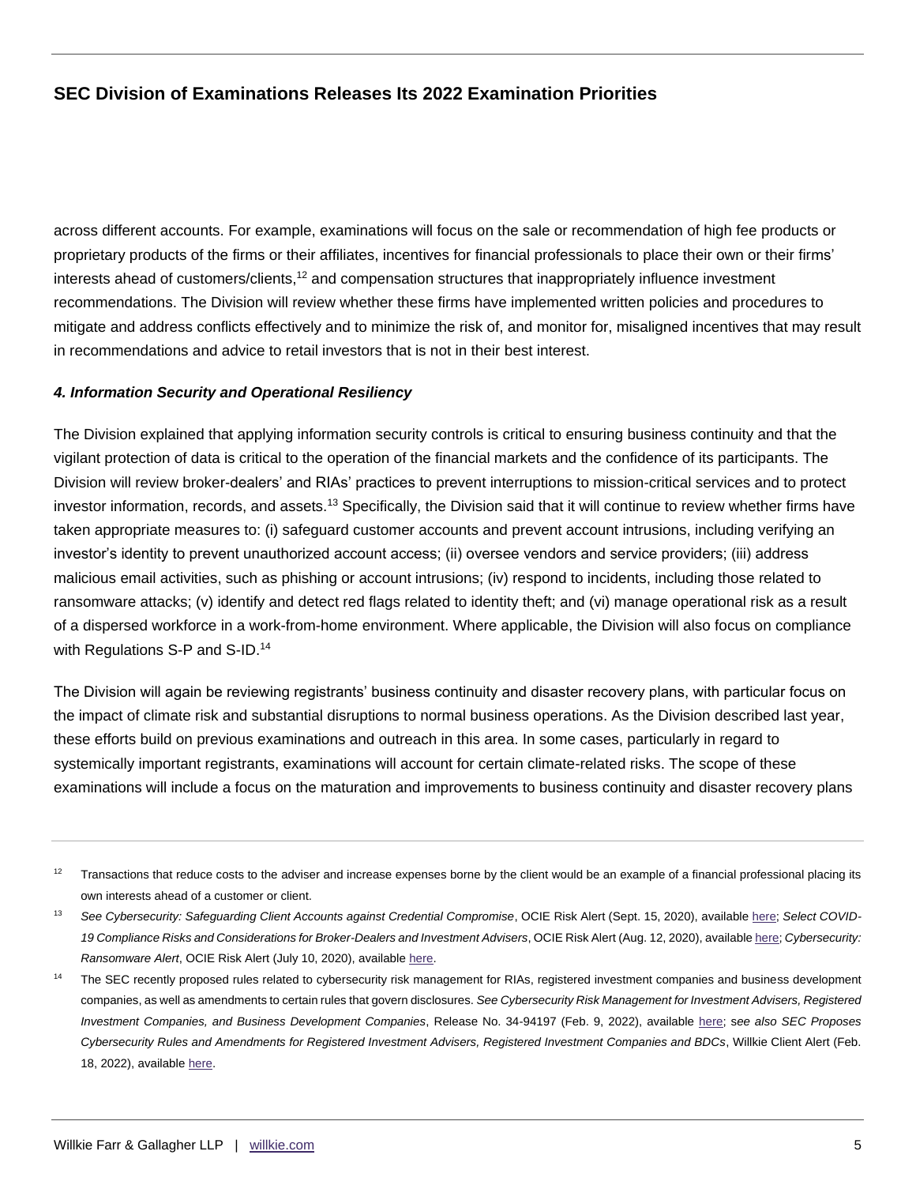across different accounts. For example, examinations will focus on the sale or recommendation of high fee products or proprietary products of the firms or their affiliates, incentives for financial professionals to place their own or their firms' interests ahead of customers/clients,[12] and compensation structures that inappropriately influence investment recommendations. The Division will review whether these firms have implemented written policies and procedures to mitigate and address conflicts effectively and to minimize the risk of, and monitor for, misaligned incentives that may result in recommendations and advice to retail investors that is not in their best interest.

***4. Information Security and Operational Resiliency***

The Division explained that applying information security controls is critical to ensuring business continuity and that the vigilant protection of data is critical to the operation of the financial markets and the confidence of its participants. The Division will review broker-dealers' and RIAs' practices to prevent interruptions to mission-critical services and to protect investor information, records, and assets.[13] Specifically, the Division said that it will continue to review whether firms have taken appropriate measures to: (i) safeguard customer accounts and prevent account intrusions, including verifying an investor's identity to prevent unauthorized account access; (ii) oversee vendors and service providers; (iii) address malicious email activities, such as phishing or account intrusions; (iv) respond to incidents, including those related to ransomware attacks; (v) identify and detect red flags related to identity theft; and (vi) manage operational risk as a result of a dispersed workforce in a work-from-home environment. Where applicable, the Division will also focus on compliance with Regulations S-P and S-ID.[14]

The Division will again be reviewing registrants' business continuity and disaster recovery plans, with particular focus on the impact of climate risk and substantial disruptions to normal business operations. As the Division described last year, these efforts build on previous examinations and outreach in this area. In some cases, particularly in regard to systemically important registrants, examinations will account for certain climate-related risks. The scope of these examinations will include a focus on the maturation and improvements to business continuity and disaster recovery plans

---

[12] Transactions that reduce costs to the adviser and increase expenses borne by the client would be an example of a financial professional placing its own interests ahead of a customer or client.

[13] *See Cybersecurity: Safeguarding Client Accounts against Credential Compromise*, OCIE Risk Alert (Sept. 15, 2020), available here; *Select COVID-19 Compliance Risks and Considerations for Broker-Dealers and Investment Advisers*, OCIE Risk Alert (Aug. 12, 2020), available here; *Cybersecurity: Ransomware Alert*, OCIE Risk Alert (July 10, 2020), available here.

[14] The SEC recently proposed rules related to cybersecurity risk management for RIAs, registered investment companies and business development companies, as well as amendments to certain rules that govern disclosures. *See Cybersecurity Risk Management for Investment Advisers, Registered Investment Companies, and Business Development Companies*, Release No. 34-94197 (Feb. 9, 2022), available here; *see also SEC Proposes Cybersecurity Rules and Amendments for Registered Investment Advisers, Registered Investment Companies and BDCs*, Willkie Client Alert (Feb. 18, 2022), available here.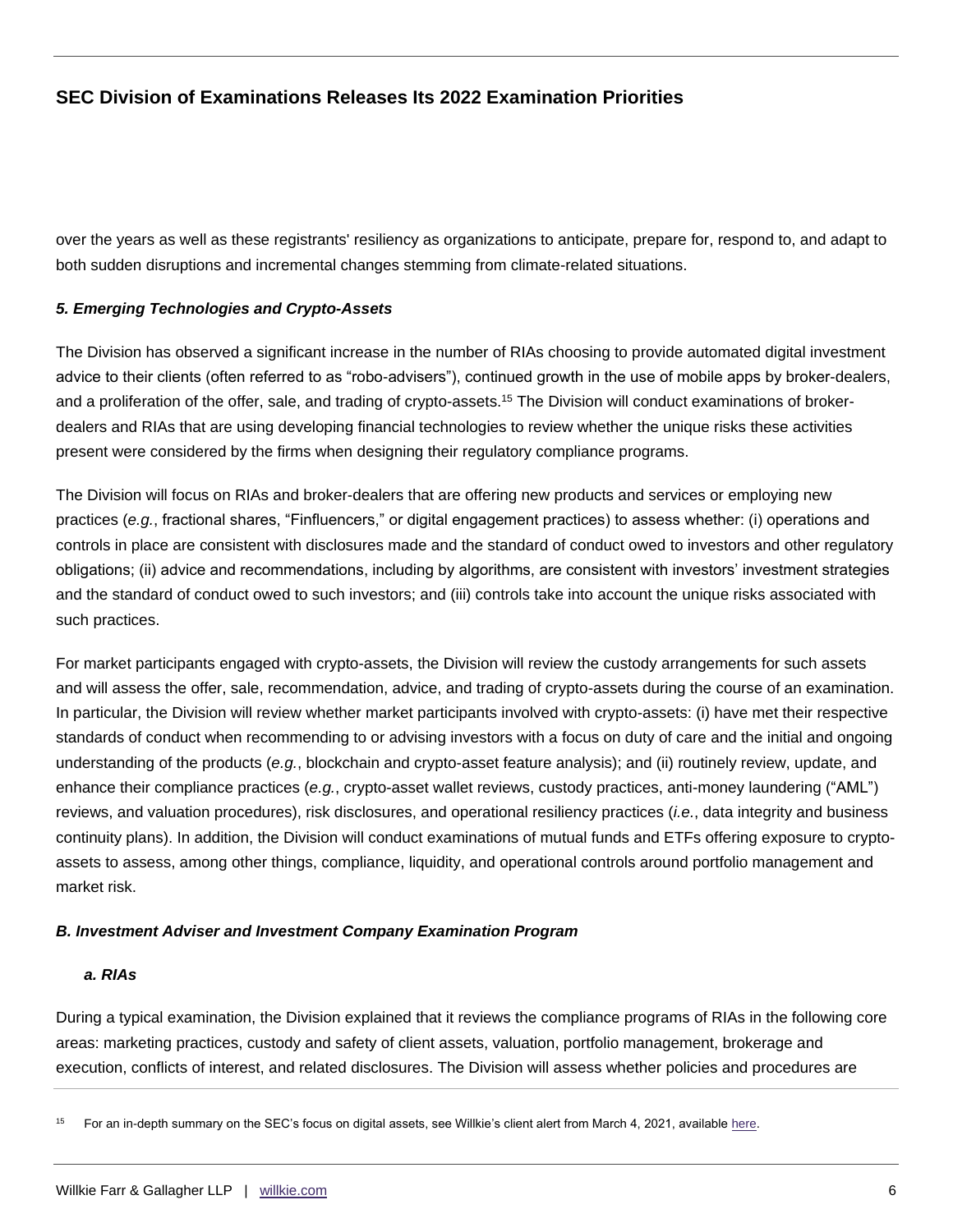over the years as well as these registrants' resiliency as organizations to anticipate, prepare for, respond to, and adapt to both sudden disruptions and incremental changes stemming from climate-related situations.

***5. Emerging Technologies and Crypto-Assets***

The Division has observed a significant increase in the number of RIAs choosing to provide automated digital investment advice to their clients (often referred to as "robo-advisers"), continued growth in the use of mobile apps by broker-dealers, and a proliferation of the offer, sale, and trading of crypto-assets.[15] The Division will conduct examinations of broker-dealers and RIAs that are using developing financial technologies to review whether the unique risks these activities present were considered by the firms when designing their regulatory compliance programs.

The Division will focus on RIAs and broker-dealers that are offering new products and services or employing new practices (*e.g.*, fractional shares, "Finfluencers," or digital engagement practices) to assess whether: (i) operations and controls in place are consistent with disclosures made and the standard of conduct owed to investors and other regulatory obligations; (ii) advice and recommendations, including by algorithms, are consistent with investors' investment strategies and the standard of conduct owed to such investors; and (iii) controls take into account the unique risks associated with such practices.

For market participants engaged with crypto-assets, the Division will review the custody arrangements for such assets and will assess the offer, sale, recommendation, advice, and trading of crypto-assets during the course of an examination. In particular, the Division will review whether market participants involved with crypto-assets: (i) have met their respective standards of conduct when recommending to or advising investors with a focus on duty of care and the initial and ongoing understanding of the products (*e.g.*, blockchain and crypto-asset feature analysis); and (ii) routinely review, update, and enhance their compliance practices (*e.g.*, crypto-asset wallet reviews, custody practices, anti-money laundering ("AML") reviews, and valuation procedures), risk disclosures, and operational resiliency practices (*i.e.*, data integrity and business continuity plans). In addition, the Division will conduct examinations of mutual funds and ETFs offering exposure to crypto-assets to assess, among other things, compliance, liquidity, and operational controls around portfolio management and market risk.

***B. Investment Adviser and Investment Company Examination Program***

***a. RIAs***

During a typical examination, the Division explained that it reviews the compliance programs of RIAs in the following core areas: marketing practices, custody and safety of client assets, valuation, portfolio management, brokerage and execution, conflicts of interest, and related disclosures. The Division will assess whether policies and procedures are

[15] For an in-depth summary on the SEC's focus on digital assets, see Willkie's client alert from March 4, 2021, available here.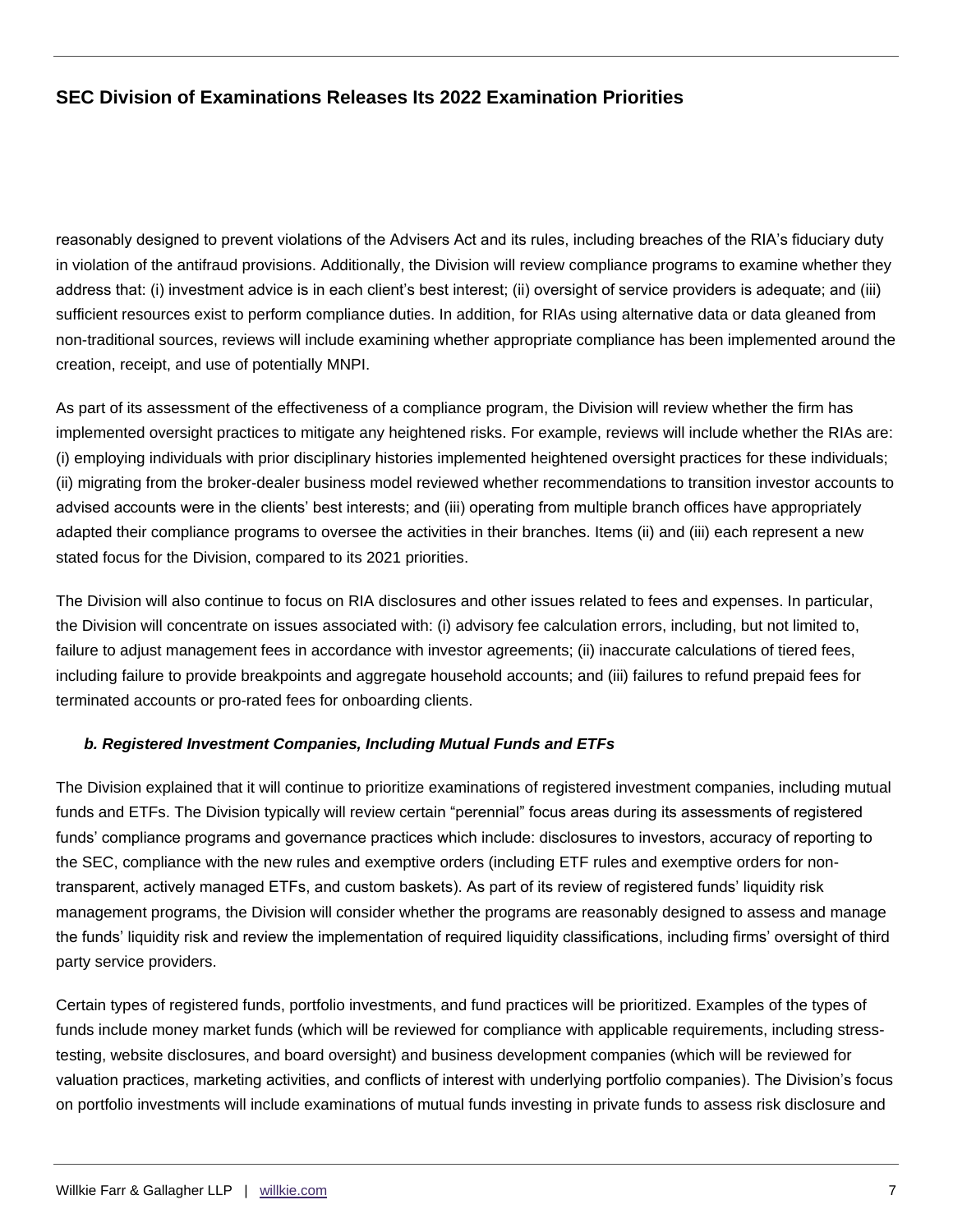reasonably designed to prevent violations of the Advisers Act and its rules, including breaches of the RIA's fiduciary duty in violation of the antifraud provisions. Additionally, the Division will review compliance programs to examine whether they address that: (i) investment advice is in each client's best interest; (ii) oversight of service providers is adequate; and (iii) sufficient resources exist to perform compliance duties. In addition, for RIAs using alternative data or data gleaned from non-traditional sources, reviews will include examining whether appropriate compliance has been implemented around the creation, receipt, and use of potentially MNPI.

As part of its assessment of the effectiveness of a compliance program, the Division will review whether the firm has implemented oversight practices to mitigate any heightened risks. For example, reviews will include whether the RIAs are: (i) employing individuals with prior disciplinary histories implemented heightened oversight practices for these individuals; (ii) migrating from the broker-dealer business model reviewed whether recommendations to transition investor accounts to advised accounts were in the clients' best interests; and (iii) operating from multiple branch offices have appropriately adapted their compliance programs to oversee the activities in their branches. Items (ii) and (iii) each represent a new stated focus for the Division, compared to its 2021 priorities.

The Division will also continue to focus on RIA disclosures and other issues related to fees and expenses. In particular, the Division will concentrate on issues associated with: (i) advisory fee calculation errors, including, but not limited to, failure to adjust management fees in accordance with investor agreements; (ii) inaccurate calculations of tiered fees, including failure to provide breakpoints and aggregate household accounts; and (iii) failures to refund prepaid fees for terminated accounts or pro-rated fees for onboarding clients.

***b. Registered Investment Companies, Including Mutual Funds and ETFs***

The Division explained that it will continue to prioritize examinations of registered investment companies, including mutual funds and ETFs. The Division typically will review certain "perennial" focus areas during its assessments of registered funds' compliance programs and governance practices which include: disclosures to investors, accuracy of reporting to the SEC, compliance with the new rules and exemptive orders (including ETF rules and exemptive orders for non-transparent, actively managed ETFs, and custom baskets). As part of its review of registered funds' liquidity risk management programs, the Division will consider whether the programs are reasonably designed to assess and manage the funds' liquidity risk and review the implementation of required liquidity classifications, including firms' oversight of third party service providers.

Certain types of registered funds, portfolio investments, and fund practices will be prioritized. Examples of the types of funds include money market funds (which will be reviewed for compliance with applicable requirements, including stress-testing, website disclosures, and board oversight) and business development companies (which will be reviewed for valuation practices, marketing activities, and conflicts of interest with underlying portfolio companies). The Division's focus on portfolio investments will include examinations of mutual funds investing in private funds to assess risk disclosure and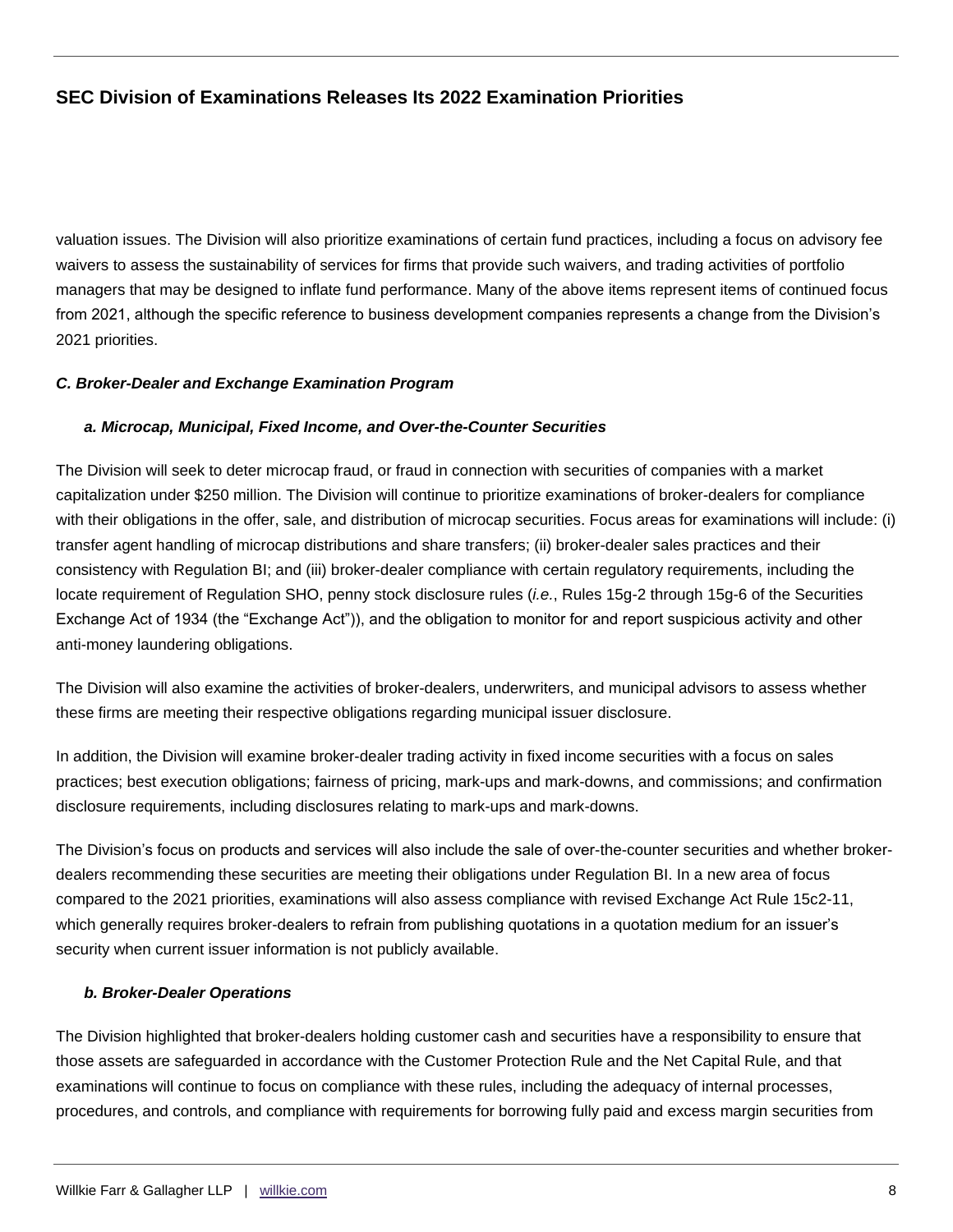valuation issues. The Division will also prioritize examinations of certain fund practices, including a focus on advisory fee waivers to assess the sustainability of services for firms that provide such waivers, and trading activities of portfolio managers that may be designed to inflate fund performance. Many of the above items represent items of continued focus from 2021, although the specific reference to business development companies represents a change from the Division's 2021 priorities.

### *C. Broker-Dealer and Exchange Examination Program*

#### *a. Microcap, Municipal, Fixed Income, and Over-the-Counter Securities*

The Division will seek to deter microcap fraud, or fraud in connection with securities of companies with a market capitalization under $250 million. The Division will continue to prioritize examinations of broker-dealers for compliance with their obligations in the offer, sale, and distribution of microcap securities. Focus areas for examinations will include: (i) transfer agent handling of microcap distributions and share transfers; (ii) broker-dealer sales practices and their consistency with Regulation BI; and (iii) broker-dealer compliance with certain regulatory requirements, including the locate requirement of Regulation SHO, penny stock disclosure rules (*i.e.*, Rules 15g-2 through 15g-6 of the Securities Exchange Act of 1934 (the "Exchange Act")), and the obligation to monitor for and report suspicious activity and other anti-money laundering obligations.

The Division will also examine the activities of broker-dealers, underwriters, and municipal advisors to assess whether these firms are meeting their respective obligations regarding municipal issuer disclosure.

In addition, the Division will examine broker-dealer trading activity in fixed income securities with a focus on sales practices; best execution obligations; fairness of pricing, mark-ups and mark-downs, and commissions; and confirmation disclosure requirements, including disclosures relating to mark-ups and mark-downs.

The Division's focus on products and services will also include the sale of over-the-counter securities and whether broker-dealers recommending these securities are meeting their obligations under Regulation BI. In a new area of focus compared to the 2021 priorities, examinations will also assess compliance with revised Exchange Act Rule 15c2-11, which generally requires broker-dealers to refrain from publishing quotations in a quotation medium for an issuer's security when current issuer information is not publicly available.

#### *b. Broker-Dealer Operations*

The Division highlighted that broker-dealers holding customer cash and securities have a responsibility to ensure that those assets are safeguarded in accordance with the Customer Protection Rule and the Net Capital Rule, and that examinations will continue to focus on compliance with these rules, including the adequacy of internal processes, procedures, and controls, and compliance with requirements for borrowing fully paid and excess margin securities from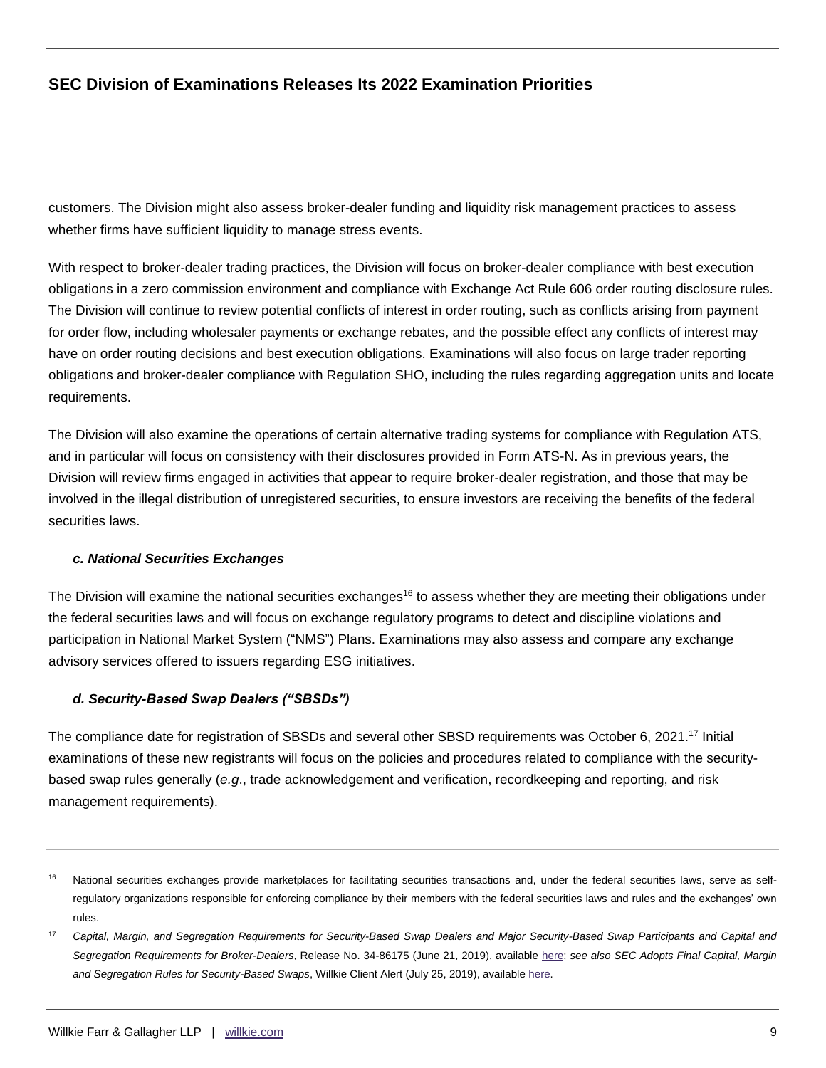customers. The Division might also assess broker-dealer funding and liquidity risk management practices to assess whether firms have sufficient liquidity to manage stress events.

With respect to broker-dealer trading practices, the Division will focus on broker-dealer compliance with best execution obligations in a zero commission environment and compliance with Exchange Act Rule 606 order routing disclosure rules. The Division will continue to review potential conflicts of interest in order routing, such as conflicts arising from payment for order flow, including wholesaler payments or exchange rebates, and the possible effect any conflicts of interest may have on order routing decisions and best execution obligations. Examinations will also focus on large trader reporting obligations and broker-dealer compliance with Regulation SHO, including the rules regarding aggregation units and locate requirements.

The Division will also examine the operations of certain alternative trading systems for compliance with Regulation ATS, and in particular will focus on consistency with their disclosures provided in Form ATS-N. As in previous years, the Division will review firms engaged in activities that appear to require broker-dealer registration, and those that may be involved in the illegal distribution of unregistered securities, to ensure investors are receiving the benefits of the federal securities laws.

#### *c. National Securities Exchanges*

The Division will examine the national securities exchanges[16] to assess whether they are meeting their obligations under the federal securities laws and will focus on exchange regulatory programs to detect and discipline violations and participation in National Market System ("NMS") Plans. Examinations may also assess and compare any exchange advisory services offered to issuers regarding ESG initiatives.

#### *d. Security-Based Swap Dealers ("SBSDs")*

The compliance date for registration of SBSDs and several other SBSD requirements was October 6, 2021.[17] Initial examinations of these new registrants will focus on the policies and procedures related to compliance with the security-based swap rules generally (*e.g*., trade acknowledgement and verification, recordkeeping and reporting, and risk management requirements).

---

[16] National securities exchanges provide marketplaces for facilitating securities transactions and, under the federal securities laws, serve as self-regulatory organizations responsible for enforcing compliance by their members with the federal securities laws and rules and the exchanges' own rules.

[17] *Capital, Margin, and Segregation Requirements for Security-Based Swap Dealers and Major Security-Based Swap Participants and Capital and Segregation Requirements for Broker-Dealers*, Release No. 34-86175 (June 21, 2019), available here; *see also SEC Adopts Final Capital, Margin and Segregation Rules for Security-Based Swaps*, Willkie Client Alert (July 25, 2019), available here.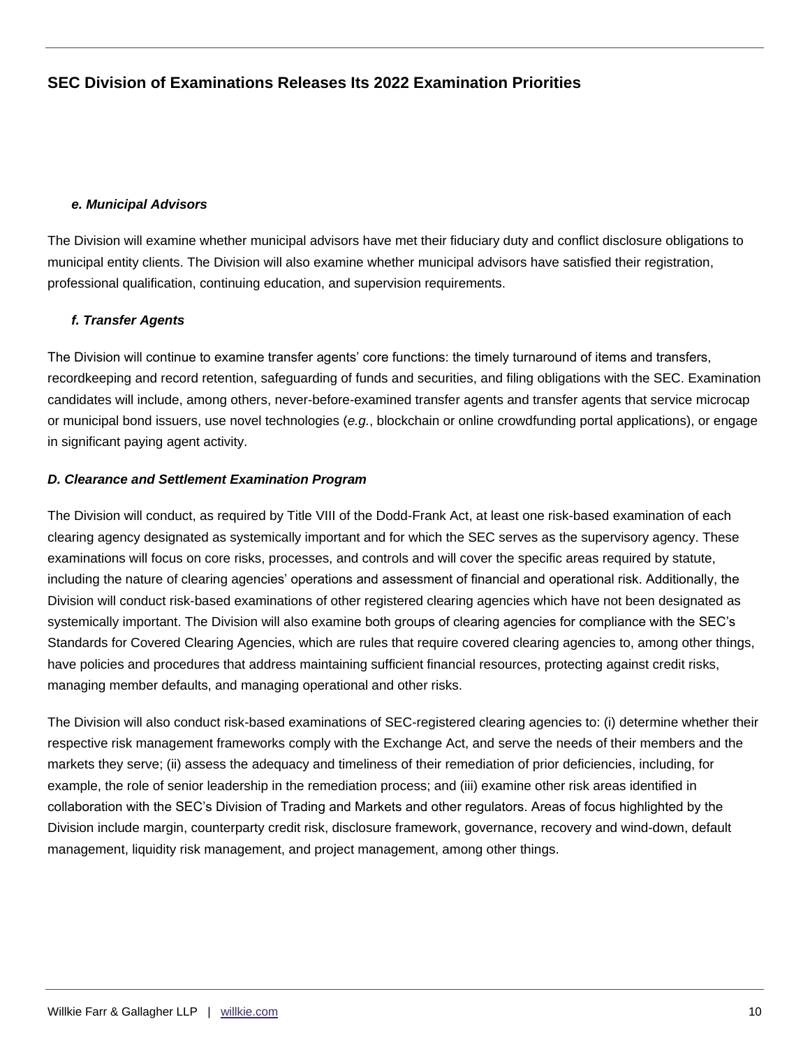***e. Municipal Advisors***

The Division will examine whether municipal advisors have met their fiduciary duty and conflict disclosure obligations to municipal entity clients. The Division will also examine whether municipal advisors have satisfied their registration, professional qualification, continuing education, and supervision requirements.

***f. Transfer Agents***

The Division will continue to examine transfer agents' core functions: the timely turnaround of items and transfers, recordkeeping and record retention, safeguarding of funds and securities, and filing obligations with the SEC. Examination candidates will include, among others, never-before-examined transfer agents and transfer agents that service microcap or municipal bond issuers, use novel technologies (*e.g.*, blockchain or online crowdfunding portal applications), or engage in significant paying agent activity.

***D. Clearance and Settlement Examination Program***

The Division will conduct, as required by Title VIII of the Dodd-Frank Act, at least one risk-based examination of each clearing agency designated as systemically important and for which the SEC serves as the supervisory agency. These examinations will focus on core risks, processes, and controls and will cover the specific areas required by statute, including the nature of clearing agencies' operations and assessment of financial and operational risk. Additionally, the Division will conduct risk-based examinations of other registered clearing agencies which have not been designated as systemically important. The Division will also examine both groups of clearing agencies for compliance with the SEC's Standards for Covered Clearing Agencies, which are rules that require covered clearing agencies to, among other things, have policies and procedures that address maintaining sufficient financial resources, protecting against credit risks, managing member defaults, and managing operational and other risks.

The Division will also conduct risk-based examinations of SEC-registered clearing agencies to: (i) determine whether their respective risk management frameworks comply with the Exchange Act, and serve the needs of their members and the markets they serve; (ii) assess the adequacy and timeliness of their remediation of prior deficiencies, including, for example, the role of senior leadership in the remediation process; and (iii) examine other risk areas identified in collaboration with the SEC's Division of Trading and Markets and other regulators. Areas of focus highlighted by the Division include margin, counterparty credit risk, disclosure framework, governance, recovery and wind-down, default management, liquidity risk management, and project management, among other things.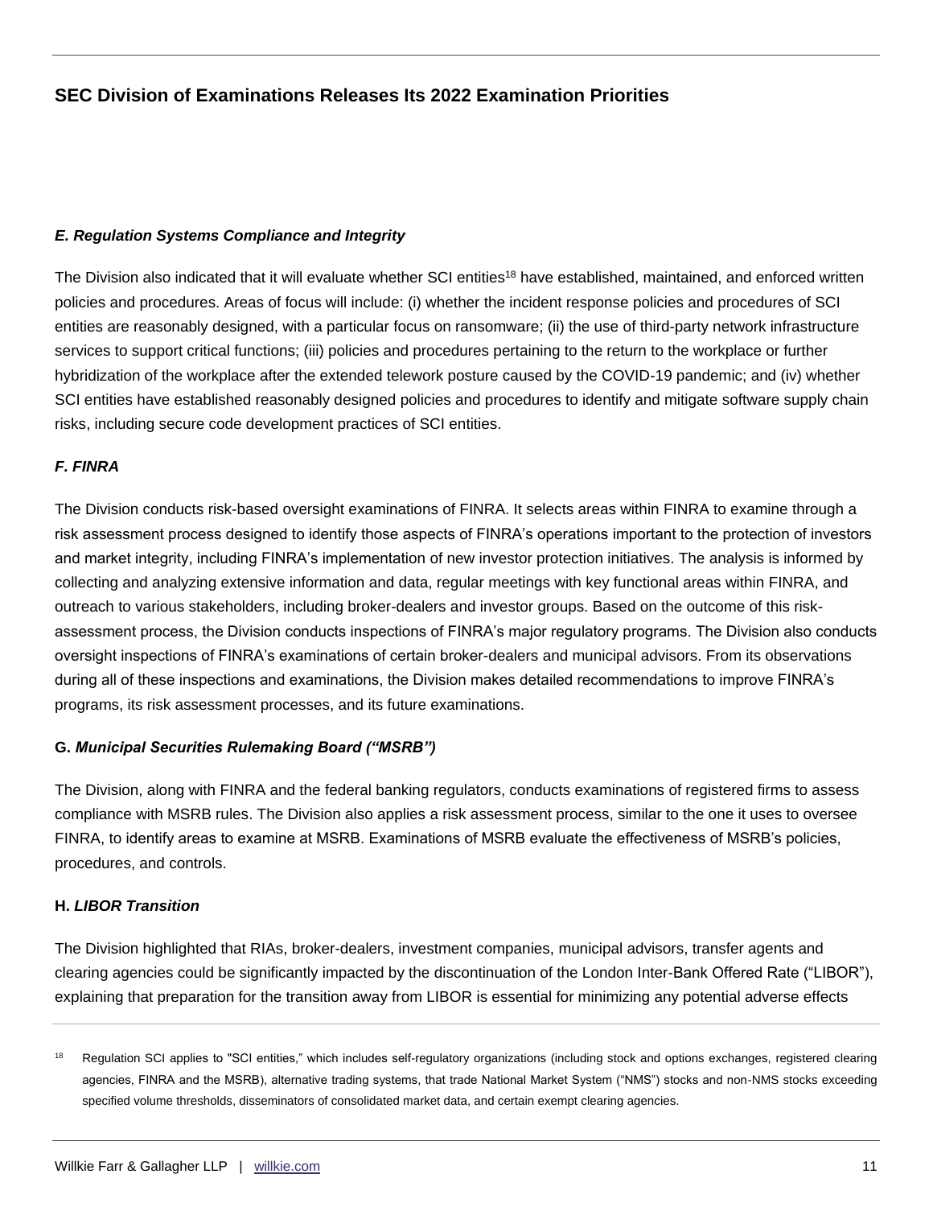### *E. Regulation Systems Compliance and Integrity*

The Division also indicated that it will evaluate whether SCI entities[18] have established, maintained, and enforced written policies and procedures. Areas of focus will include: (i) whether the incident response policies and procedures of SCI entities are reasonably designed, with a particular focus on ransomware; (ii) the use of third-party network infrastructure services to support critical functions; (iii) policies and procedures pertaining to the return to the workplace or further hybridization of the workplace after the extended telework posture caused by the COVID-19 pandemic; and (iv) whether SCI entities have established reasonably designed policies and procedures to identify and mitigate software supply chain risks, including secure code development practices of SCI entities.

### *F. FINRA*

The Division conducts risk-based oversight examinations of FINRA. It selects areas within FINRA to examine through a risk assessment process designed to identify those aspects of FINRA's operations important to the protection of investors and market integrity, including FINRA's implementation of new investor protection initiatives. The analysis is informed by collecting and analyzing extensive information and data, regular meetings with key functional areas within FINRA, and outreach to various stakeholders, including broker-dealers and investor groups. Based on the outcome of this risk-assessment process, the Division conducts inspections of FINRA's major regulatory programs. The Division also conducts oversight inspections of FINRA's examinations of certain broker-dealers and municipal advisors. From its observations during all of these inspections and examinations, the Division makes detailed recommendations to improve FINRA's programs, its risk assessment processes, and its future examinations.

### G. *Municipal Securities Rulemaking Board ("MSRB")*

The Division, along with FINRA and the federal banking regulators, conducts examinations of registered firms to assess compliance with MSRB rules. The Division also applies a risk assessment process, similar to the one it uses to oversee FINRA, to identify areas to examine at MSRB. Examinations of MSRB evaluate the effectiveness of MSRB's policies, procedures, and controls.

### H. *LIBOR Transition*

The Division highlighted that RIAs, broker-dealers, investment companies, municipal advisors, transfer agents and clearing agencies could be significantly impacted by the discontinuation of the London Inter-Bank Offered Rate ("LIBOR"), explaining that preparation for the transition away from LIBOR is essential for minimizing any potential adverse effects

---

[18] Regulation SCI applies to "SCI entities," which includes self-regulatory organizations (including stock and options exchanges, registered clearing agencies, FINRA and the MSRB), alternative trading systems, that trade National Market System ("NMS") stocks and non-NMS stocks exceeding specified volume thresholds, disseminators of consolidated market data, and certain exempt clearing agencies.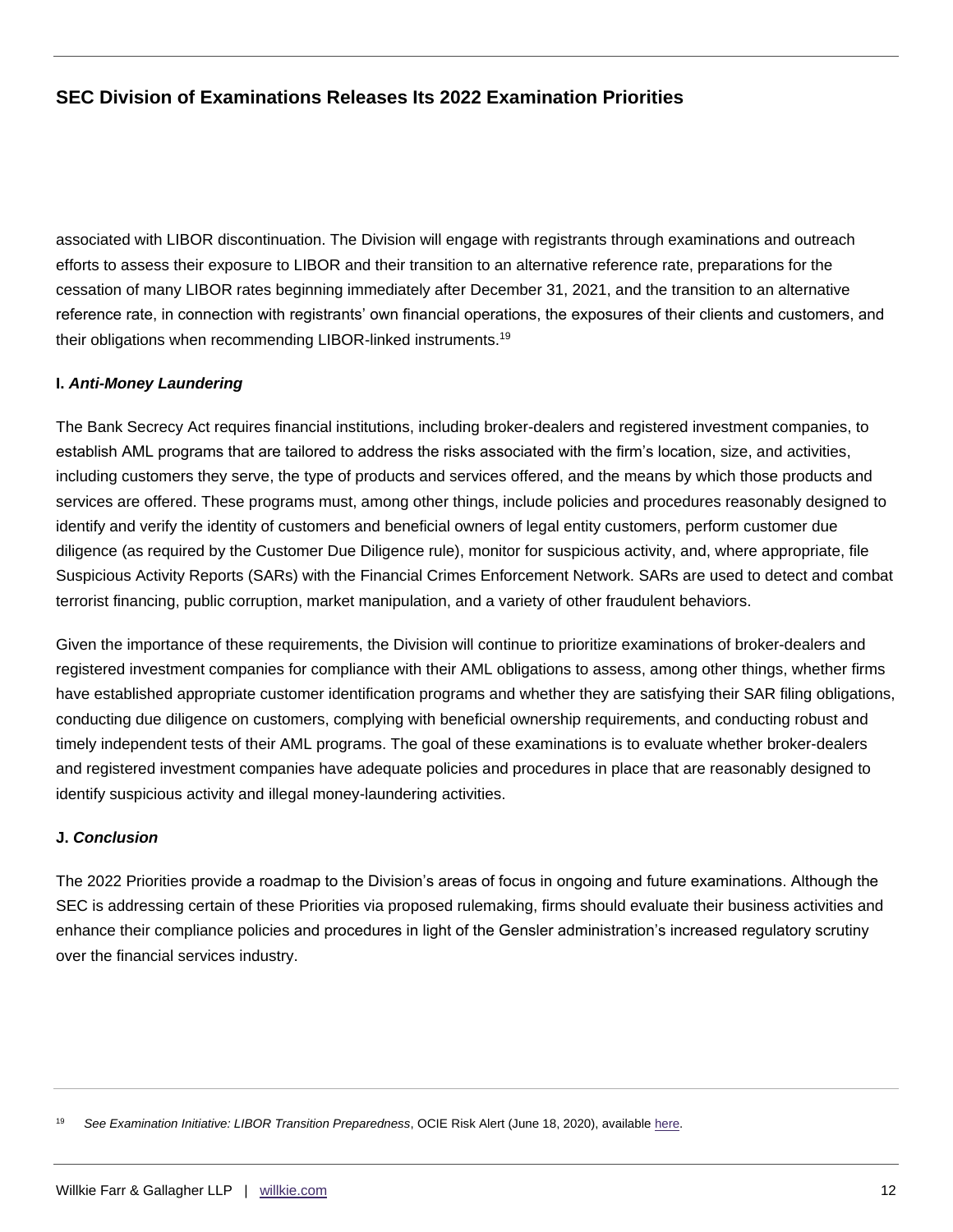associated with LIBOR discontinuation. The Division will engage with registrants through examinations and outreach efforts to assess their exposure to LIBOR and their transition to an alternative reference rate, preparations for the cessation of many LIBOR rates beginning immediately after December 31, 2021, and the transition to an alternative reference rate, in connection with registrants' own financial operations, the exposures of their clients and customers, and their obligations when recommending LIBOR-linked instruments.[19]

**I.** ***Anti-Money Laundering***

The Bank Secrecy Act requires financial institutions, including broker-dealers and registered investment companies, to establish AML programs that are tailored to address the risks associated with the firm's location, size, and activities, including customers they serve, the type of products and services offered, and the means by which those products and services are offered. These programs must, among other things, include policies and procedures reasonably designed to identify and verify the identity of customers and beneficial owners of legal entity customers, perform customer due diligence (as required by the Customer Due Diligence rule), monitor for suspicious activity, and, where appropriate, file Suspicious Activity Reports (SARs) with the Financial Crimes Enforcement Network. SARs are used to detect and combat terrorist financing, public corruption, market manipulation, and a variety of other fraudulent behaviors.

Given the importance of these requirements, the Division will continue to prioritize examinations of broker-dealers and registered investment companies for compliance with their AML obligations to assess, among other things, whether firms have established appropriate customer identification programs and whether they are satisfying their SAR filing obligations, conducting due diligence on customers, complying with beneficial ownership requirements, and conducting robust and timely independent tests of their AML programs. The goal of these examinations is to evaluate whether broker-dealers and registered investment companies have adequate policies and procedures in place that are reasonably designed to identify suspicious activity and illegal money-laundering activities.

**J.** ***Conclusion***

The 2022 Priorities provide a roadmap to the Division's areas of focus in ongoing and future examinations. Although the SEC is addressing certain of these Priorities via proposed rulemaking, firms should evaluate their business activities and enhance their compliance policies and procedures in light of the Gensler administration's increased regulatory scrutiny over the financial services industry.

---

[19] *See Examination Initiative: LIBOR Transition Preparedness*, OCIE Risk Alert (June 18, 2020), available here.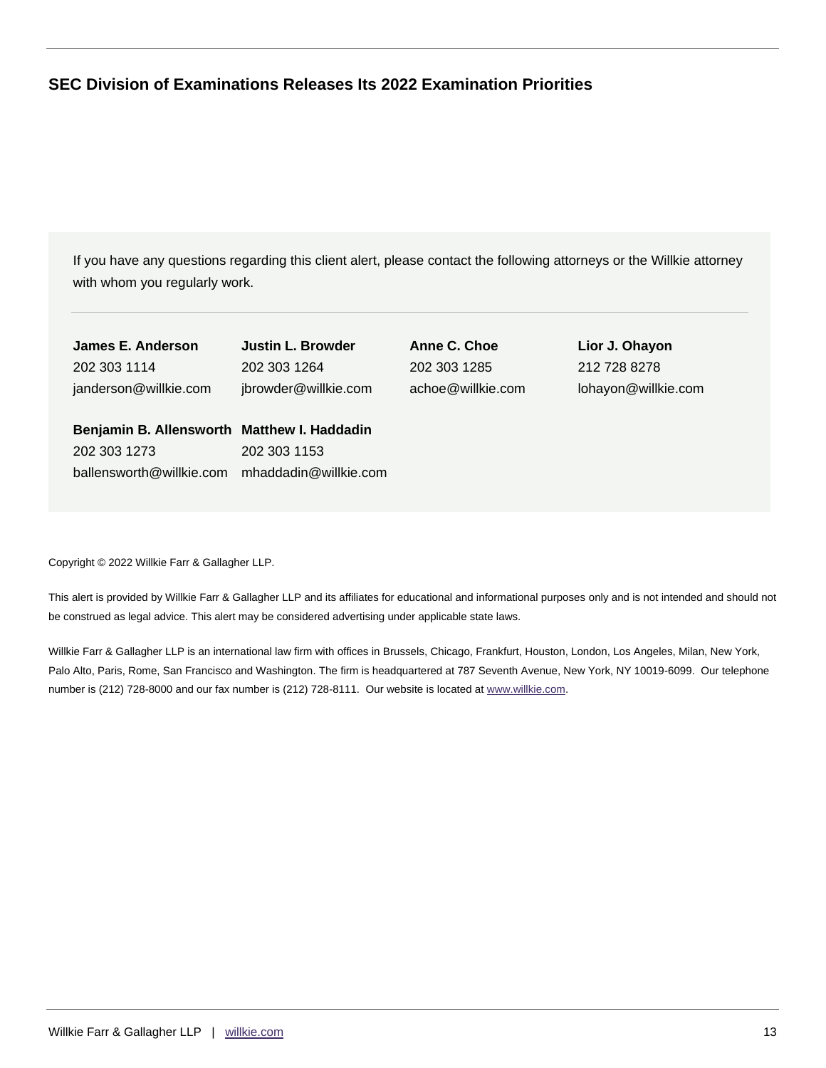If you have any questions regarding this client alert, please contact the following attorneys or the Willkie attorney with whom you regularly work.

| | | | |
|---|---|---|---|
| **James E. Anderson**<br>202 303 1114<br>janderson@willkie.com | **Justin L. Browder**<br>202 303 1264<br>jbrowder@willkie.com | **Anne C. Choe**<br>202 303 1285<br>achoe@willkie.com | **Lior J. Ohayon**<br>212 728 8278<br>lohayon@willkie.com |
| **Benjamin B. Allensworth**<br>202 303 1273<br>ballensworth@willkie.com | **Matthew I. Haddadin**<br>202 303 1153<br>mhaddadin@willkie.com | | |

Copyright © 2022 Willkie Farr & Gallagher LLP.

This alert is provided by Willkie Farr & Gallagher LLP and its affiliates for educational and informational purposes only and is not intended and should not be construed as legal advice. This alert may be considered advertising under applicable state laws.

Willkie Farr & Gallagher LLP is an international law firm with offices in Brussels, Chicago, Frankfurt, Houston, London, Los Angeles, Milan, New York, Palo Alto, Paris, Rome, San Francisco and Washington. The firm is headquartered at 787 Seventh Avenue, New York, NY 10019-6099. Our telephone number is (212) 728-8000 and our fax number is (212) 728-8111. Our website is located at www.willkie.com.